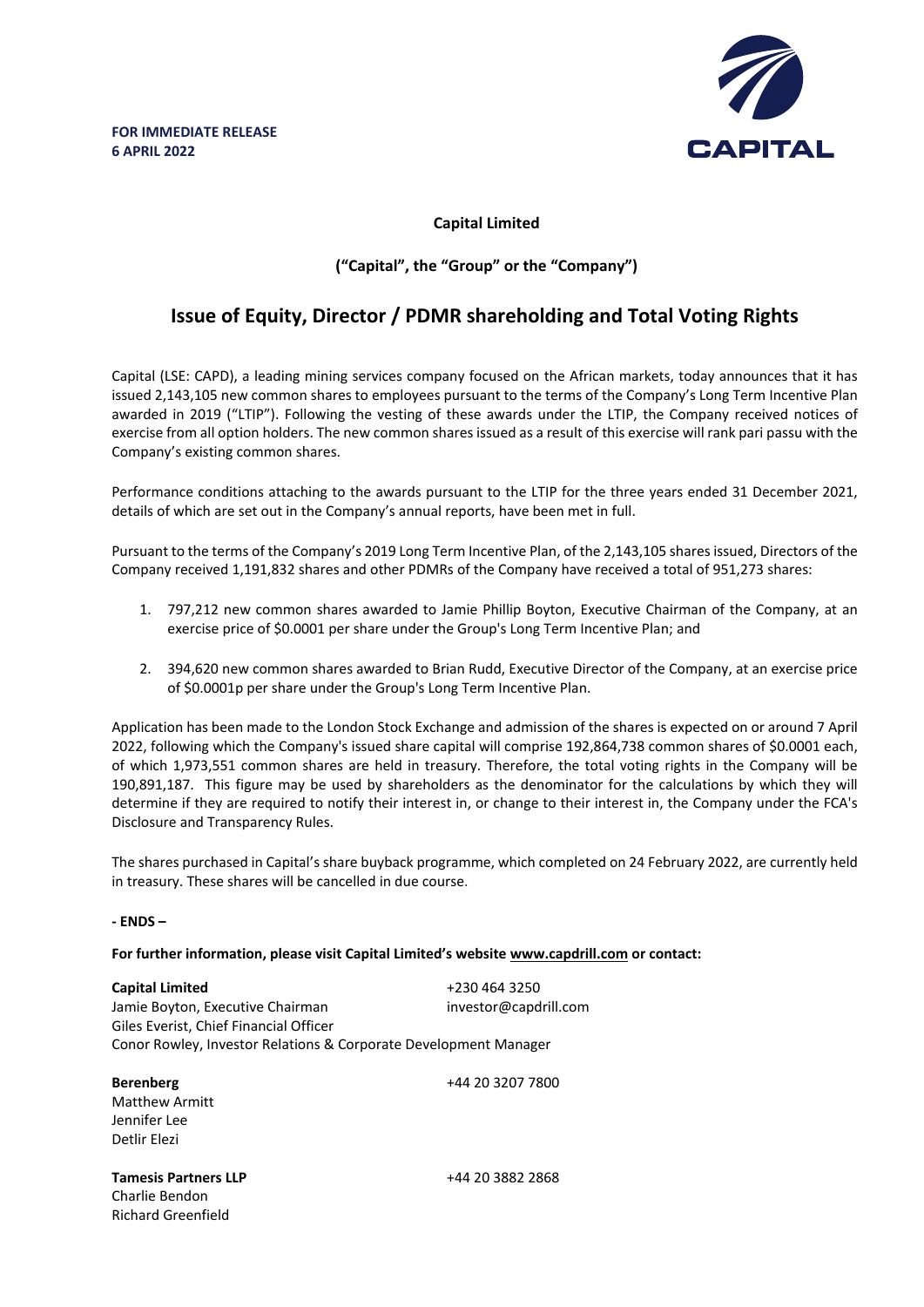**FOR IMMEDIATE RELEASE**
**6 APRIL 2022**

CAPITAL

**Capital Limited**

**("Capital", the "Group" or the "Company")**

## Issue of Equity, Director / PDMR shareholding and Total Voting Rights

Capital (LSE: CAPD), a leading mining services company focused on the African markets, today announces that it has issued 2,143,105 new common shares to employees pursuant to the terms of the Company's Long Term Incentive Plan awarded in 2019 ("LTIP"). Following the vesting of these awards under the LTIP, the Company received notices of exercise from all option holders. The new common shares issued as a result of this exercise will rank pari passu with the Company's existing common shares.

Performance conditions attaching to the awards pursuant to the LTIP for the three years ended 31 December 2021, details of which are set out in the Company's annual reports, have been met in full.

Pursuant to the terms of the Company's 2019 Long Term Incentive Plan, of the 2,143,105 shares issued, Directors of the Company received 1,191,832 shares and other PDMRs of the Company have received a total of 951,273 shares:

1. 797,212 new common shares awarded to Jamie Phillip Boyton, Executive Chairman of the Company, at an exercise price of $0.0001 per share under the Group's Long Term Incentive Plan; and

2. 394,620 new common shares awarded to Brian Rudd, Executive Director of the Company, at an exercise price of $0.0001p per share under the Group's Long Term Incentive Plan.

Application has been made to the London Stock Exchange and admission of the shares is expected on or around 7 April 2022, following which the Company's issued share capital will comprise 192,864,738 common shares of $0.0001 each, of which 1,973,551 common shares are held in treasury. Therefore, the total voting rights in the Company will be 190,891,187. This figure may be used by shareholders as the denominator for the calculations by which they will determine if they are required to notify their interest in, or change to their interest in, the Company under the FCA's Disclosure and Transparency Rules.

The shares purchased in Capital's share buyback programme, which completed on 24 February 2022, are currently held in treasury. These shares will be cancelled in due course.

**- ENDS –**

**For further information, please visit Capital Limited's website www.capdrill.com or contact:**

**Capital Limited** +230 464 3250
Jamie Boyton, Executive Chairman investor@capdrill.com
Giles Everist, Chief Financial Officer
Conor Rowley, Investor Relations & Corporate Development Manager

**Berenberg** +44 20 3207 7800
Matthew Armitt
Jennifer Lee
Detlir Elezi

**Tamesis Partners LLP** +44 20 3882 2868
Charlie Bendon
Richard Greenfield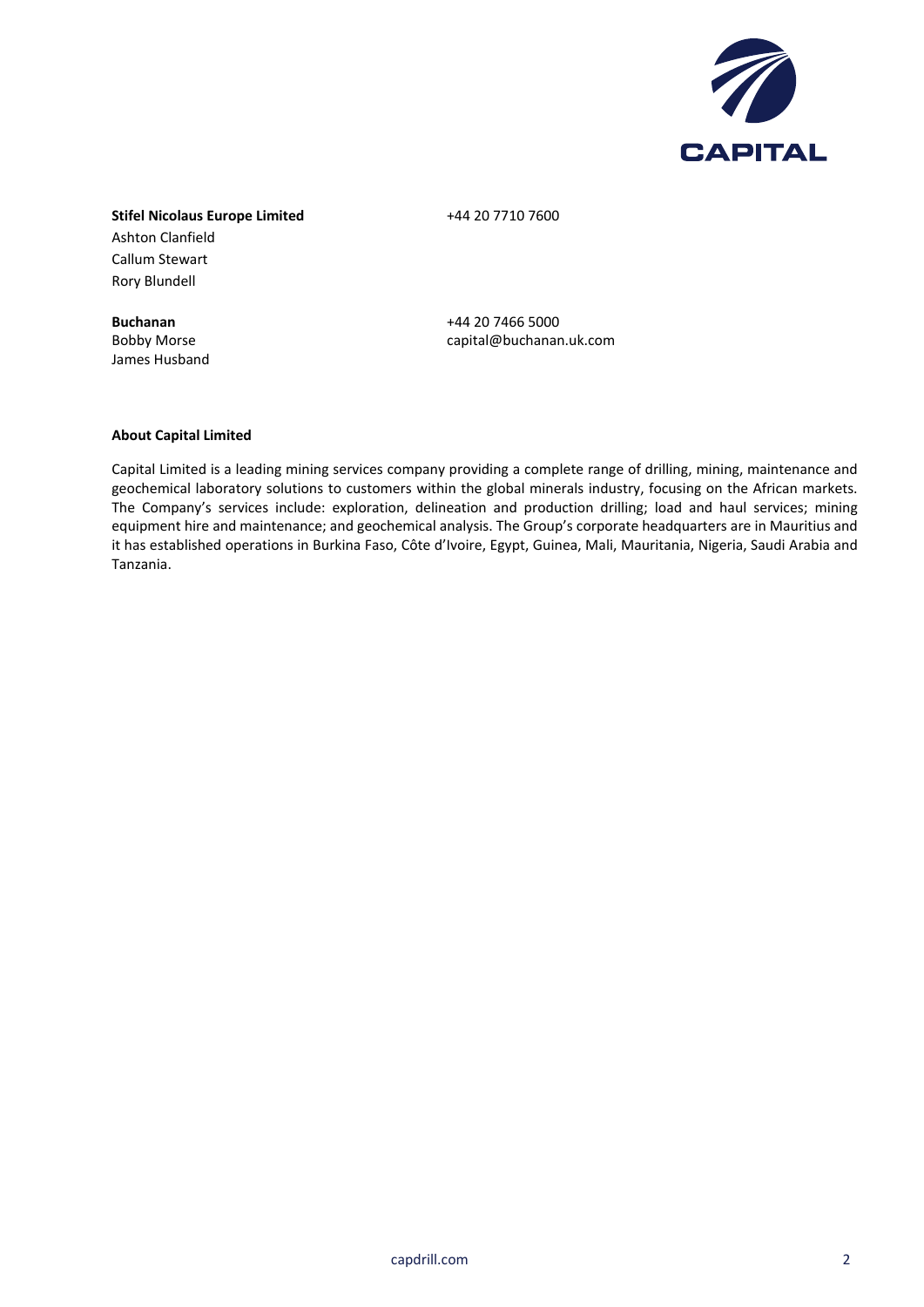**Stifel Nicolaus Europe Limited** +44 20 7710 7600

Ashton Clanfield
Callum Stewart
Rory Blundell

**Buchanan** +44 20 7466 5000

Bobby Morse capital@buchanan.uk.com
James Husband

**About Capital Limited**

Capital Limited is a leading mining services company providing a complete range of drilling, mining, maintenance and geochemical laboratory solutions to customers within the global minerals industry, focusing on the African markets. The Company's services include: exploration, delineation and production drilling; load and haul services; mining equipment hire and maintenance; and geochemical analysis. The Group's corporate headquarters are in Mauritius and it has established operations in Burkina Faso, Côte d'Ivoire, Egypt, Guinea, Mali, Mauritania, Nigeria, Saudi Arabia and Tanzania.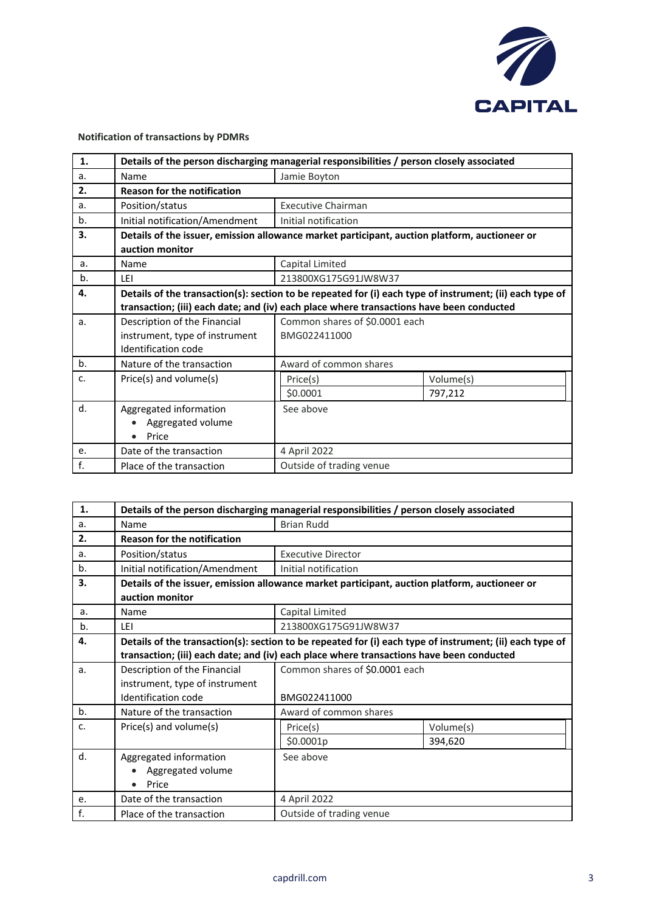**Notification of transactions by PDMRs**

| 1. | Details of the person discharging managerial responsibilities / person closely associated | | |
|---|---|---|---|
| a. | Name | Jamie Boyton | |
| 2. | **Reason for the notification** | | |
| a. | Position/status | Executive Chairman | |
| b. | Initial notification/Amendment | Initial notification | |
| 3. | **Details of the issuer, emission allowance market participant, auction platform, auctioneer or auction monitor** | | |
| a. | Name | Capital Limited | |
| b. | LEI | 213800XG175G91JW8W37 | |
| 4. | **Details of the transaction(s): section to be repeated for (i) each type of instrument; (ii) each type of transaction; (iii) each date; and (iv) each place where transactions have been conducted** | | |
| a. | Description of the Financial instrument, type of instrument Identification code | Common shares of $0.0001 each BMG022411000 | |
| b. | Nature of the transaction | Award of common shares | |
| c. | Price(s) and volume(s) | Price(s) | Volume(s) |
| | | $0.0001 | 797,212 |
| d. | Aggregated information <br>• Aggregated volume <br>• Price | See above | |
| e. | Date of the transaction | 4 April 2022 | |
| f. | Place of the transaction | Outside of trading venue | |

| 1. | Details of the person discharging managerial responsibilities / person closely associated | | |
|---|---|---|---|
| a. | Name | Brian Rudd | |
| 2. | **Reason for the notification** | | |
| a. | Position/status | Executive Director | |
| b. | Initial notification/Amendment | Initial notification | |
| 3. | **Details of the issuer, emission allowance market participant, auction platform, auctioneer or auction monitor** | | |
| a. | Name | Capital Limited | |
| b. | LEI | 213800XG175G91JW8W37 | |
| 4. | **Details of the transaction(s): section to be repeated for (i) each type of instrument; (ii) each type of transaction; (iii) each date; and (iv) each place where transactions have been conducted** | | |
| a. | Description of the Financial instrument, type of instrument Identification code | Common shares of $0.0001 each BMG022411000 | |
| b. | Nature of the transaction | Award of common shares | |
| c. | Price(s) and volume(s) | Price(s) | Volume(s) |
| | | $0.0001p | 394,620 |
| d. | Aggregated information <br>• Aggregated volume <br>• Price | See above | |
| e. | Date of the transaction | 4 April 2022 | |
| f. | Place of the transaction | Outside of trading venue | |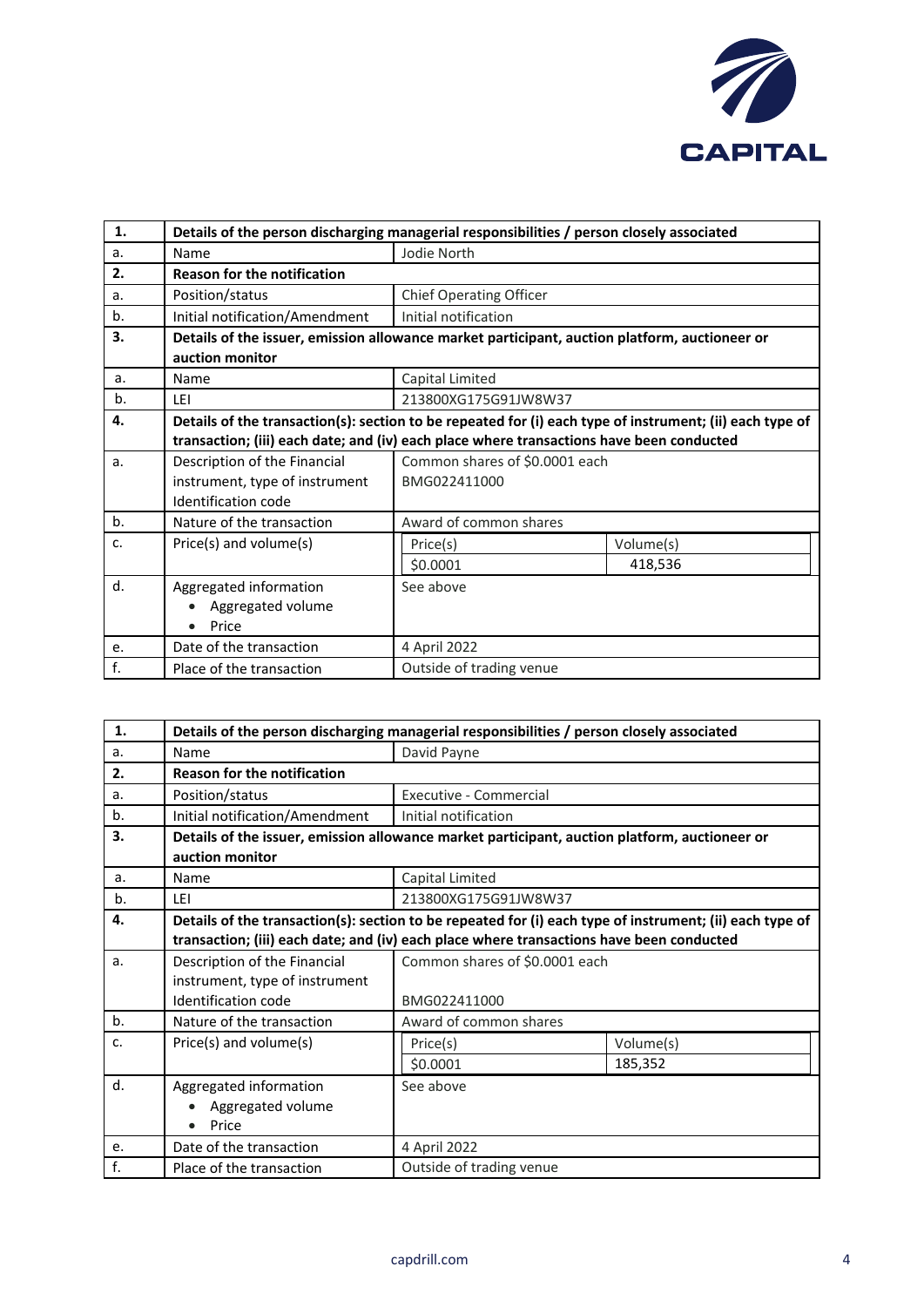| 1. | Details of the person discharging managerial responsibilities / person closely associated | | |
|---|---|---|---|
| a. | Name | Jodie North | |
| 2. | **Reason for the notification** | | |
| a. | Position/status | Chief Operating Officer | |
| b. | Initial notification/Amendment | Initial notification | |
| 3. | **Details of the issuer, emission allowance market participant, auction platform, auctioneer or auction monitor** | | |
| a. | Name | Capital Limited | |
| b. | LEI | 213800XG175G91JW8W37 | |
| 4. | **Details of the transaction(s): section to be repeated for (i) each type of instrument; (ii) each type of transaction; (iii) each date; and (iv) each place where transactions have been conducted** | | |
| a. | Description of the Financial instrument, type of instrument Identification code | Common shares of $0.0001 each BMG022411000 | |
| b. | Nature of the transaction | Award of common shares | |
| c. | Price(s) and volume(s) | Price(s) | Volume(s) |
| | | $0.0001 | 418,536 |
| d. | Aggregated information <br>• Aggregated volume <br>• Price | See above | |
| e. | Date of the transaction | 4 April 2022 | |
| f. | Place of the transaction | Outside of trading venue | |

| 1. | Details of the person discharging managerial responsibilities / person closely associated | | |
|---|---|---|---|
| a. | Name | David Payne | |
| 2. | **Reason for the notification** | | |
| a. | Position/status | Executive - Commercial | |
| b. | Initial notification/Amendment | Initial notification | |
| 3. | **Details of the issuer, emission allowance market participant, auction platform, auctioneer or auction monitor** | | |
| a. | Name | Capital Limited | |
| b. | LEI | 213800XG175G91JW8W37 | |
| 4. | **Details of the transaction(s): section to be repeated for (i) each type of instrument; (ii) each type of transaction; (iii) each date; and (iv) each place where transactions have been conducted** | | |
| a. | Description of the Financial instrument, type of instrument Identification code | Common shares of $0.0001 each BMG022411000 | |
| b. | Nature of the transaction | Award of common shares | |
| c. | Price(s) and volume(s) | Price(s) | Volume(s) |
| | | $0.0001 | 185,352 |
| d. | Aggregated information <br>• Aggregated volume <br>• Price | See above | |
| e. | Date of the transaction | 4 April 2022 | |
| f. | Place of the transaction | Outside of trading venue | |

capdrill.com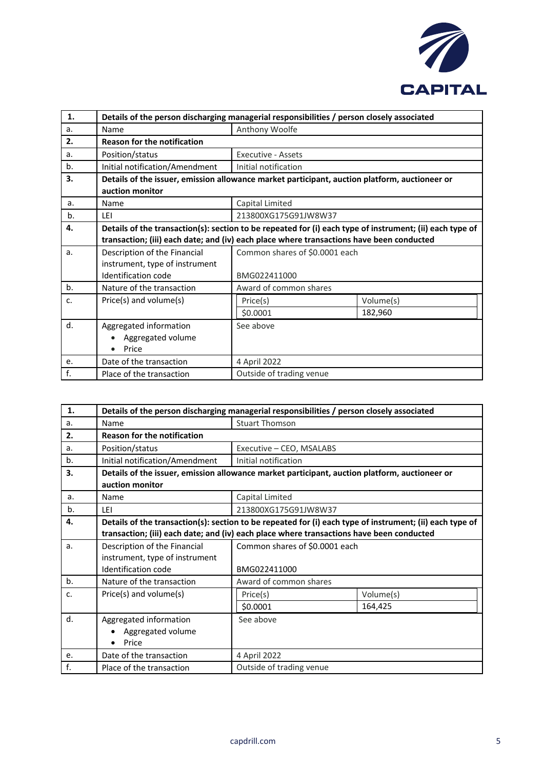| | | | |
|---|---|---|---|
| **1.** | **Details of the person discharging managerial responsibilities / person closely associated** | | |
| a. | Name | Anthony Woolfe | |
| **2.** | **Reason for the notification** | | |
| a. | Position/status | Executive - Assets | |
| b. | Initial notification/Amendment | Initial notification | |
| **3.** | **Details of the issuer, emission allowance market participant, auction platform, auctioneer or auction monitor** | | |
| a. | Name | Capital Limited | |
| b. | LEI | 213800XG175G91JW8W37 | |
| **4.** | **Details of the transaction(s): section to be repeated for (i) each type of instrument; (ii) each type of transaction; (iii) each date; and (iv) each place where transactions have been conducted** | | |
| a. | Description of the Financial instrument, type of instrument<br>Identification code | Common shares of $0.0001 each<br><br>BMG022411000 | |
| b. | Nature of the transaction | Award of common shares | |
| c. | Price(s) and volume(s) | Price(s)<br>$0.0001 | Volume(s)<br>182,960 |
| d. | Aggregated information<br>• Aggregated volume<br>• Price | See above | |
| e. | Date of the transaction | 4 April 2022 | |
| f. | Place of the transaction | Outside of trading venue | |

| | | | |
|---|---|---|---|
| **1.** | **Details of the person discharging managerial responsibilities / person closely associated** | | |
| a. | Name | Stuart Thomson | |
| **2.** | **Reason for the notification** | | |
| a. | Position/status | Executive – CEO, MSALABS | |
| b. | Initial notification/Amendment | Initial notification | |
| **3.** | **Details of the issuer, emission allowance market participant, auction platform, auctioneer or auction monitor** | | |
| a. | Name | Capital Limited | |
| b. | LEI | 213800XG175G91JW8W37 | |
| **4.** | **Details of the transaction(s): section to be repeated for (i) each type of instrument; (ii) each type of transaction; (iii) each date; and (iv) each place where transactions have been conducted** | | |
| a. | Description of the Financial instrument, type of instrument<br>Identification code | Common shares of $0.0001 each<br><br>BMG022411000 | |
| b. | Nature of the transaction | Award of common shares | |
| c. | Price(s) and volume(s) | Price(s)<br>$0.0001 | Volume(s)<br>164,425 |
| d. | Aggregated information<br>• Aggregated volume<br>• Price | See above | |
| e. | Date of the transaction | 4 April 2022 | |
| f. | Place of the transaction | Outside of trading venue | |

capdrill.com